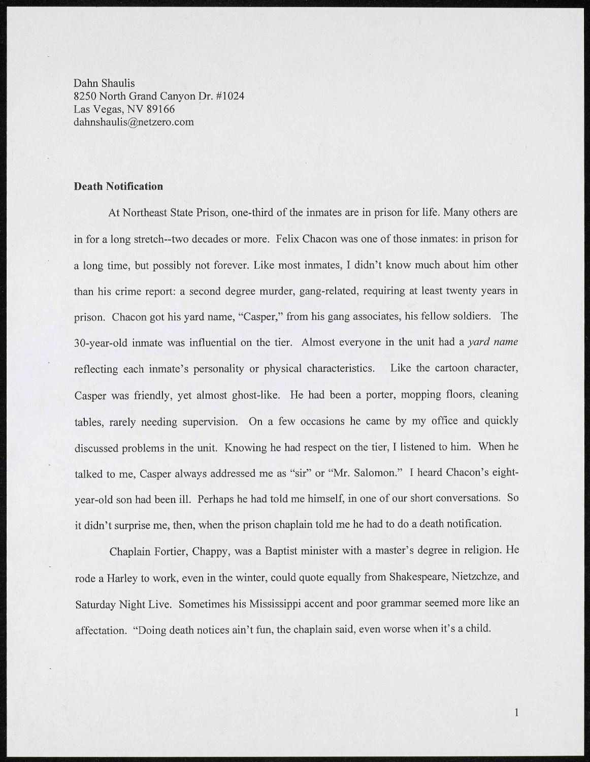Dahn Shaulis
8250 North Grand Canyon Dr. #1024
Las Vegas, NV 89166
dahnshaulis@netzero.com

**Death Notification**

At Northeast State Prison, one-third of the inmates are in prison for life. Many others are in for a long stretch--two decades or more. Felix Chacon was one of those inmates: in prison for a long time, but possibly not forever. Like most inmates, I didn't know much about him other than his crime report: a second degree murder, gang-related, requiring at least twenty years in prison. Chacon got his yard name, "Casper," from his gang associates, his fellow soldiers. The 30-year-old inmate was influential on the tier. Almost everyone in the unit had a *yard name* reflecting each inmate's personality or physical characteristics. Like the cartoon character, Casper was friendly, yet almost ghost-like. He had been a porter, mopping floors, cleaning tables, rarely needing supervision. On a few occasions he came by my office and quickly discussed problems in the unit. Knowing he had respect on the tier, I listened to him. When he talked to me, Casper always addressed me as "sir" or "Mr. Salomon." I heard Chacon's eight-year-old son had been ill. Perhaps he had told me himself, in one of our short conversations. So it didn't surprise me, then, when the prison chaplain told me he had to do a death notification.

Chaplain Fortier, Chappy, was a Baptist minister with a master's degree in religion. He rode a Harley to work, even in the winter, could quote equally from Shakespeare, Nietzchze, and Saturday Night Live. Sometimes his Mississippi accent and poor grammar seemed more like an affectation. "Doing death notices ain't fun, the chaplain said, even worse when it's a child.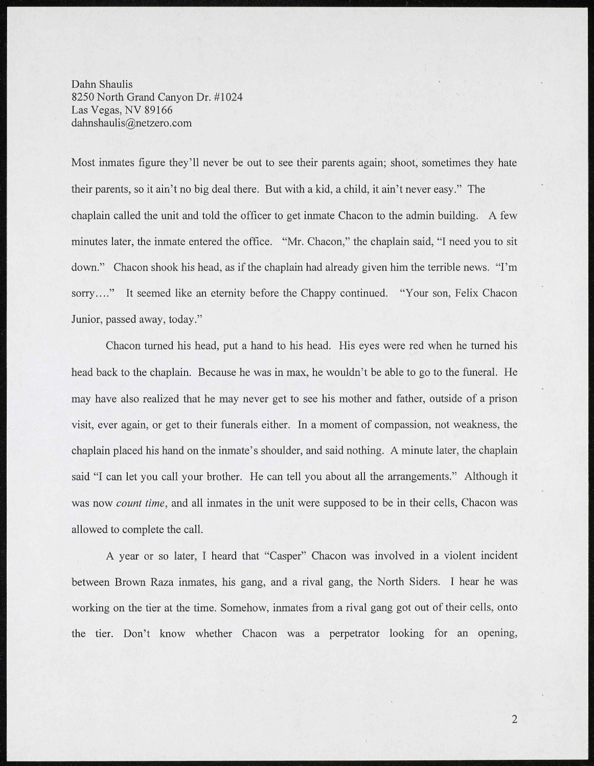Dahn Shaulis
8250 North Grand Canyon Dr. #1024
Las Vegas, NV 89166
dahnshaulis@netzero.com

Most inmates figure they'll never be out to see their parents again; shoot, sometimes they hate their parents, so it ain't no big deal there. But with a kid, a child, it ain't never easy." The chaplain called the unit and told the officer to get inmate Chacon to the admin building. A few minutes later, the inmate entered the office. "Mr. Chacon," the chaplain said, "I need you to sit down." Chacon shook his head, as if the chaplain had already given him the terrible news. "I'm sorry…." It seemed like an eternity before the Chappy continued. "Your son, Felix Chacon Junior, passed away, today."

Chacon turned his head, put a hand to his head. His eyes were red when he turned his head back to the chaplain. Because he was in max, he wouldn't be able to go to the funeral. He may have also realized that he may never get to see his mother and father, outside of a prison visit, ever again, or get to their funerals either. In a moment of compassion, not weakness, the chaplain placed his hand on the inmate's shoulder, and said nothing. A minute later, the chaplain said "I can let you call your brother. He can tell you about all the arrangements." Although it was now *count time*, and all inmates in the unit were supposed to be in their cells, Chacon was allowed to complete the call.

A year or so later, I heard that "Casper" Chacon was involved in a violent incident between Brown Raza inmates, his gang, and a rival gang, the North Siders. I hear he was working on the tier at the time. Somehow, inmates from a rival gang got out of their cells, onto the tier. Don't know whether Chacon was a perpetrator looking for an opening,